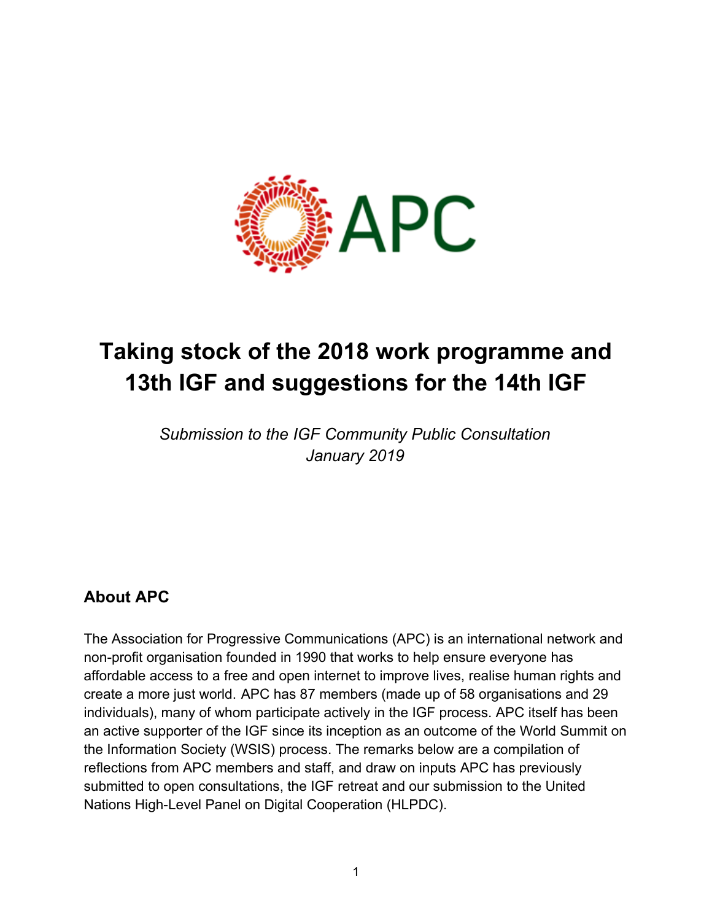# Taking stock of the 2018 work programme and 13th IGF and suggestions for the 14th IGF

*Submission to the IGF Community Public Consultation*
*January 2019*

## About APC

The Association for Progressive Communications (APC) is an international network and non-profit organisation founded in 1990 that works to help ensure everyone has affordable access to a free and open internet to improve lives, realise human rights and create a more just world. APC has 87 members (made up of 58 organisations and 29 individuals), many of whom participate actively in the IGF process. APC itself has been an active supporter of the IGF since its inception as an outcome of the World Summit on the Information Society (WSIS) process. The remarks below are a compilation of reflections from APC members and staff, and draw on inputs APC has previously submitted to open consultations, the IGF retreat and our submission to the United Nations High-Level Panel on Digital Cooperation (HLPDC).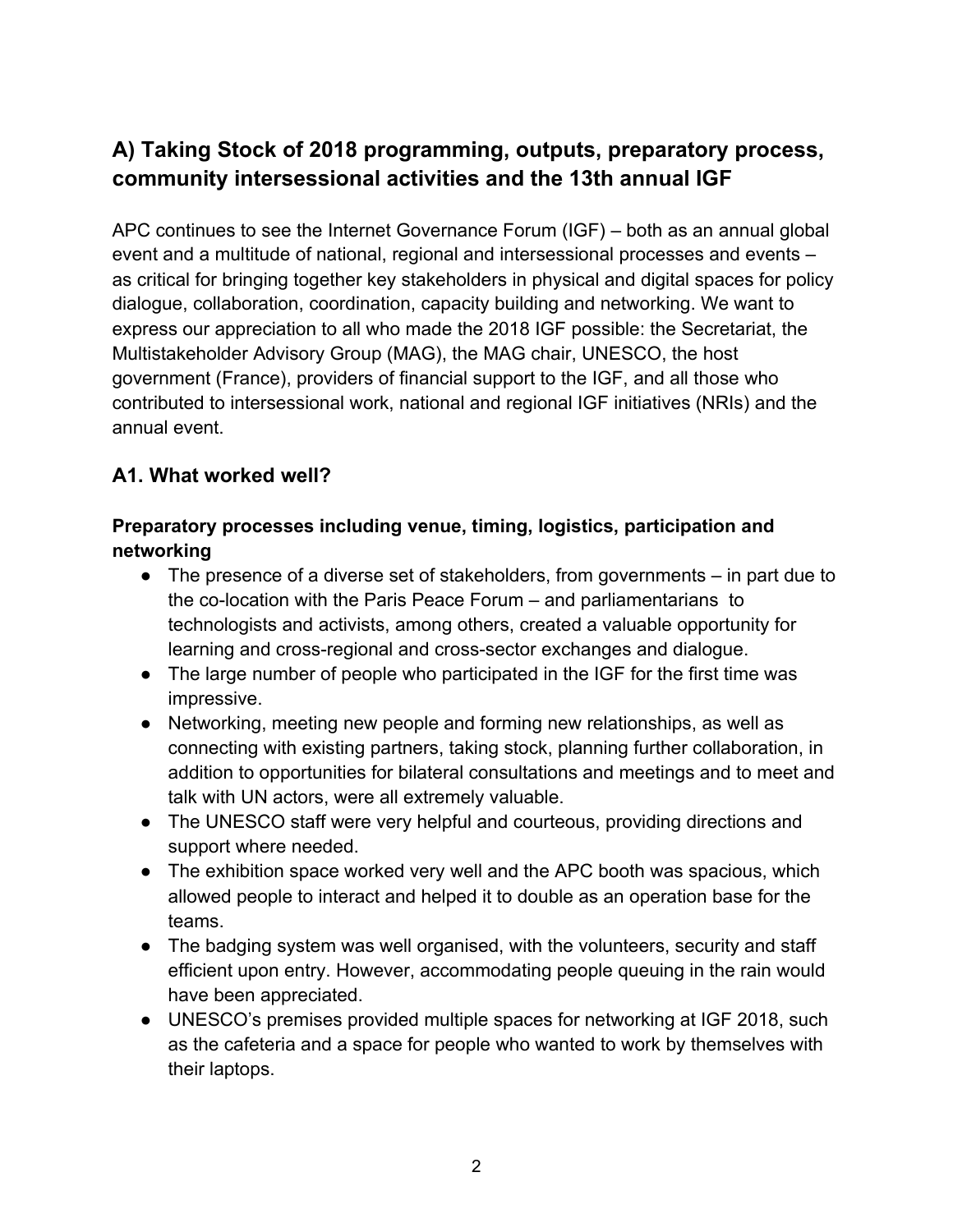## A) Taking Stock of 2018 programming, outputs, preparatory process, community intersessional activities and the 13th annual IGF

APC continues to see the Internet Governance Forum (IGF) – both as an annual global event and a multitude of national, regional and intersessional processes and events – as critical for bringing together key stakeholders in physical and digital spaces for policy dialogue, collaboration, coordination, capacity building and networking. We want to express our appreciation to all who made the 2018 IGF possible: the Secretariat, the Multistakeholder Advisory Group (MAG), the MAG chair, UNESCO, the host government (France), providers of financial support to the IGF, and all those who contributed to intersessional work, national and regional IGF initiatives (NRIs) and the annual event.

### A1. What worked well?

**Preparatory processes including venue, timing, logistics, participation and networking**

- The presence of a diverse set of stakeholders, from governments – in part due to the co-location with the Paris Peace Forum – and parliamentarians to technologists and activists, among others, created a valuable opportunity for learning and cross-regional and cross-sector exchanges and dialogue.
- The large number of people who participated in the IGF for the first time was impressive.
- Networking, meeting new people and forming new relationships, as well as connecting with existing partners, taking stock, planning further collaboration, in addition to opportunities for bilateral consultations and meetings and to meet and talk with UN actors, were all extremely valuable.
- The UNESCO staff were very helpful and courteous, providing directions and support where needed.
- The exhibition space worked very well and the APC booth was spacious, which allowed people to interact and helped it to double as an operation base for the teams.
- The badging system was well organised, with the volunteers, security and staff efficient upon entry. However, accommodating people queuing in the rain would have been appreciated.
- UNESCO's premises provided multiple spaces for networking at IGF 2018, such as the cafeteria and a space for people who wanted to work by themselves with their laptops.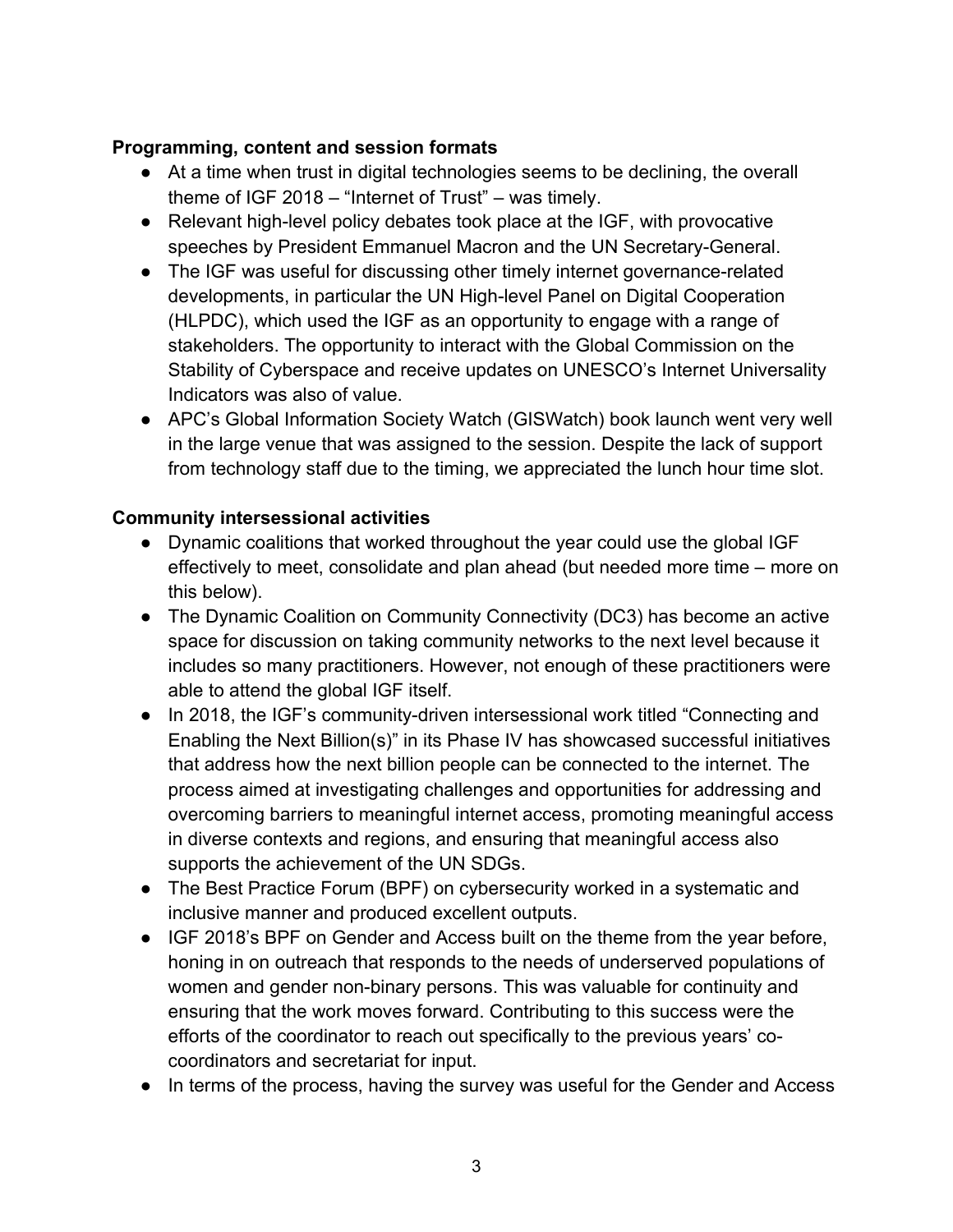**Programming, content and session formats**

- At a time when trust in digital technologies seems to be declining, the overall theme of IGF 2018 – "Internet of Trust" – was timely.
- Relevant high-level policy debates took place at the IGF, with provocative speeches by President Emmanuel Macron and the UN Secretary-General.
- The IGF was useful for discussing other timely internet governance-related developments, in particular the UN High-level Panel on Digital Cooperation (HLPDC), which used the IGF as an opportunity to engage with a range of stakeholders. The opportunity to interact with the Global Commission on the Stability of Cyberspace and receive updates on UNESCO's Internet Universality Indicators was also of value.
- APC's Global Information Society Watch (GISWatch) book launch went very well in the large venue that was assigned to the session. Despite the lack of support from technology staff due to the timing, we appreciated the lunch hour time slot.

**Community intersessional activities**

- Dynamic coalitions that worked throughout the year could use the global IGF effectively to meet, consolidate and plan ahead (but needed more time – more on this below).
- The Dynamic Coalition on Community Connectivity (DC3) has become an active space for discussion on taking community networks to the next level because it includes so many practitioners. However, not enough of these practitioners were able to attend the global IGF itself.
- In 2018, the IGF's community-driven intersessional work titled "Connecting and Enabling the Next Billion(s)" in its Phase IV has showcased successful initiatives that address how the next billion people can be connected to the internet. The process aimed at investigating challenges and opportunities for addressing and overcoming barriers to meaningful internet access, promoting meaningful access in diverse contexts and regions, and ensuring that meaningful access also supports the achievement of the UN SDGs.
- The Best Practice Forum (BPF) on cybersecurity worked in a systematic and inclusive manner and produced excellent outputs.
- IGF 2018's BPF on Gender and Access built on the theme from the year before, honing in on outreach that responds to the needs of underserved populations of women and gender non-binary persons. This was valuable for continuity and ensuring that the work moves forward. Contributing to this success were the efforts of the coordinator to reach out specifically to the previous years' co-coordinators and secretariat for input.
- In terms of the process, having the survey was useful for the Gender and Access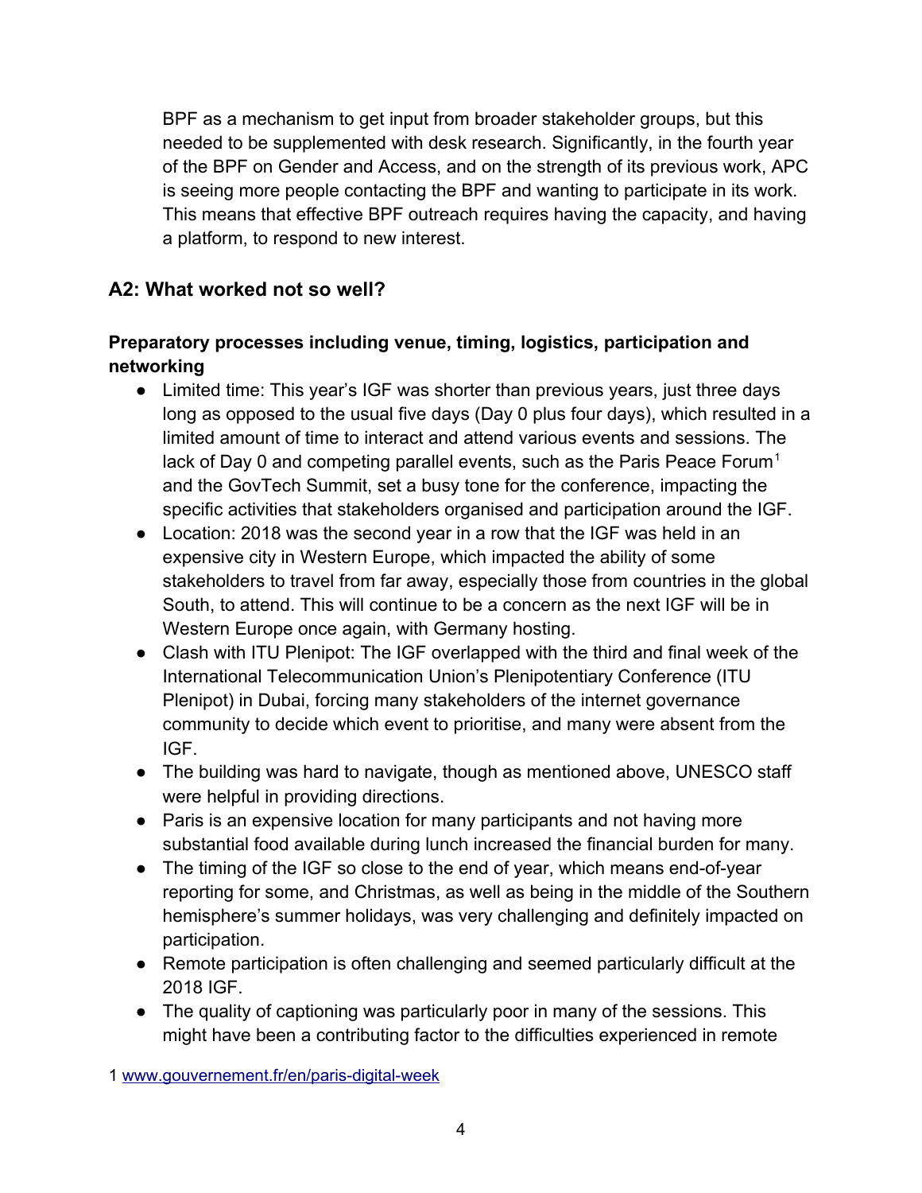BPF as a mechanism to get input from broader stakeholder groups, but this needed to be supplemented with desk research. Significantly, in the fourth year of the BPF on Gender and Access, and on the strength of its previous work, APC is seeing more people contacting the BPF and wanting to participate in its work. This means that effective BPF outreach requires having the capacity, and having a platform, to respond to new interest.

## A2: What worked not so well?

**Preparatory processes including venue, timing, logistics, participation and networking**

- Limited time: This year's IGF was shorter than previous years, just three days long as opposed to the usual five days (Day 0 plus four days), which resulted in a limited amount of time to interact and attend various events and sessions. The lack of Day 0 and competing parallel events, such as the Paris Peace Forum[1] and the GovTech Summit, set a busy tone for the conference, impacting the specific activities that stakeholders organised and participation around the IGF.
- Location: 2018 was the second year in a row that the IGF was held in an expensive city in Western Europe, which impacted the ability of some stakeholders to travel from far away, especially those from countries in the global South, to attend. This will continue to be a concern as the next IGF will be in Western Europe once again, with Germany hosting.
- Clash with ITU Plenipot: The IGF overlapped with the third and final week of the International Telecommunication Union's Plenipotentiary Conference (ITU Plenipot) in Dubai, forcing many stakeholders of the internet governance community to decide which event to prioritise, and many were absent from the IGF.
- The building was hard to navigate, though as mentioned above, UNESCO staff were helpful in providing directions.
- Paris is an expensive location for many participants and not having more substantial food available during lunch increased the financial burden for many.
- The timing of the IGF so close to the end of year, which means end-of-year reporting for some, and Christmas, as well as being in the middle of the Southern hemisphere's summer holidays, was very challenging and definitely impacted on participation.
- Remote participation is often challenging and seemed particularly difficult at the 2018 IGF.
- The quality of captioning was particularly poor in many of the sessions. This might have been a contributing factor to the difficulties experienced in remote

1 www.gouvernement.fr/en/paris-digital-week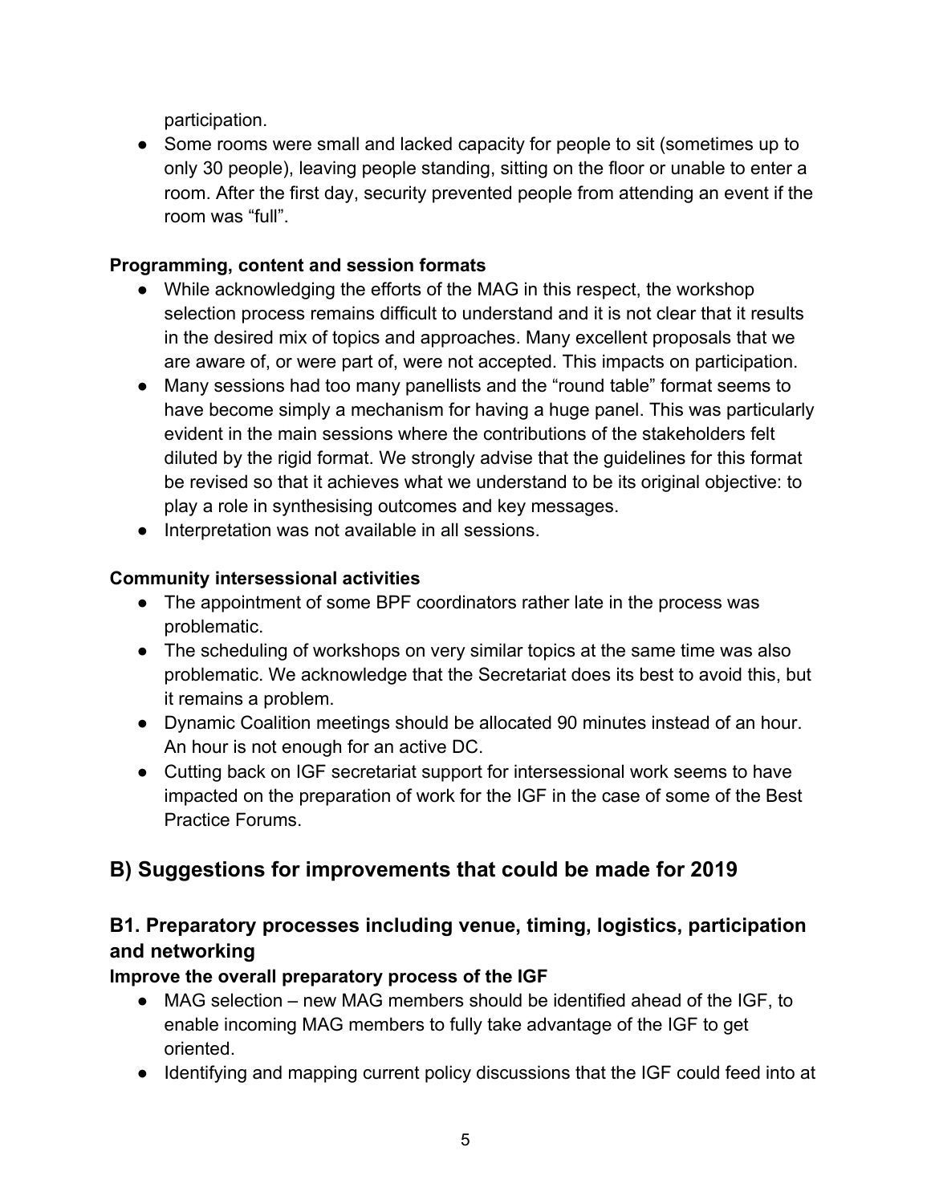participation.

- Some rooms were small and lacked capacity for people to sit (sometimes up to only 30 people), leaving people standing, sitting on the floor or unable to enter a room. After the first day, security prevented people from attending an event if the room was "full".

**Programming, content and session formats**

- While acknowledging the efforts of the MAG in this respect, the workshop selection process remains difficult to understand and it is not clear that it results in the desired mix of topics and approaches. Many excellent proposals that we are aware of, or were part of, were not accepted. This impacts on participation.
- Many sessions had too many panellists and the "round table" format seems to have become simply a mechanism for having a huge panel. This was particularly evident in the main sessions where the contributions of the stakeholders felt diluted by the rigid format. We strongly advise that the guidelines for this format be revised so that it achieves what we understand to be its original objective: to play a role in synthesising outcomes and key messages.
- Interpretation was not available in all sessions.

**Community intersessional activities**

- The appointment of some BPF coordinators rather late in the process was problematic.
- The scheduling of workshops on very similar topics at the same time was also problematic. We acknowledge that the Secretariat does its best to avoid this, but it remains a problem.
- Dynamic Coalition meetings should be allocated 90 minutes instead of an hour. An hour is not enough for an active DC.
- Cutting back on IGF secretariat support for intersessional work seems to have impacted on the preparation of work for the IGF in the case of some of the Best Practice Forums.

## B) Suggestions for improvements that could be made for 2019

### B1. Preparatory processes including venue, timing, logistics, participation and networking

**Improve the overall preparatory process of the IGF**

- MAG selection – new MAG members should be identified ahead of the IGF, to enable incoming MAG members to fully take advantage of the IGF to get oriented.
- Identifying and mapping current policy discussions that the IGF could feed into at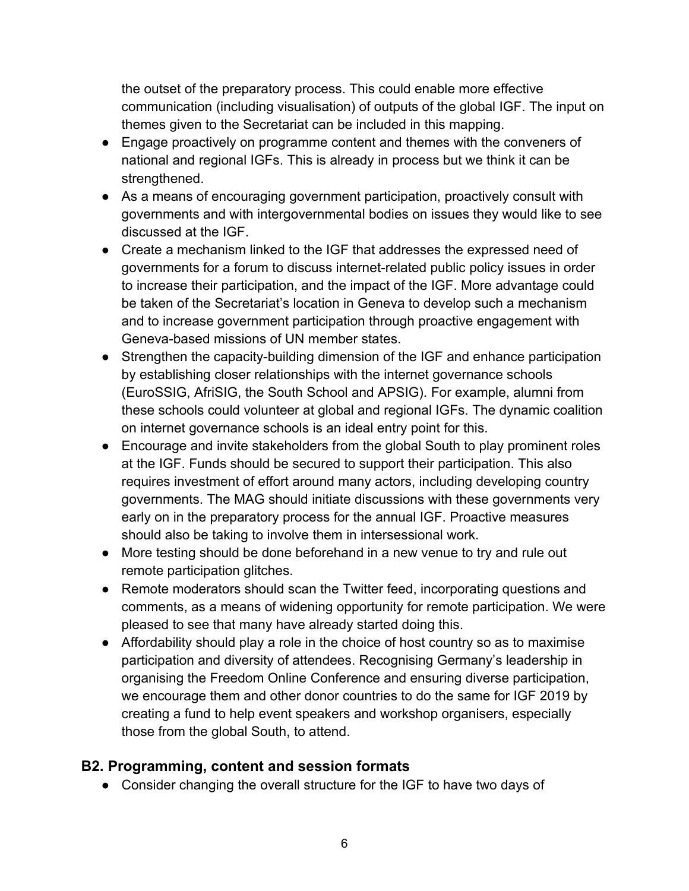the outset of the preparatory process. This could enable more effective communication (including visualisation) of outputs of the global IGF. The input on themes given to the Secretariat can be included in this mapping.

- Engage proactively on programme content and themes with the conveners of national and regional IGFs. This is already in process but we think it can be strengthened.
- As a means of encouraging government participation, proactively consult with governments and with intergovernmental bodies on issues they would like to see discussed at the IGF.
- Create a mechanism linked to the IGF that addresses the expressed need of governments for a forum to discuss internet-related public policy issues in order to increase their participation, and the impact of the IGF. More advantage could be taken of the Secretariat's location in Geneva to develop such a mechanism and to increase government participation through proactive engagement with Geneva-based missions of UN member states.
- Strengthen the capacity-building dimension of the IGF and enhance participation by establishing closer relationships with the internet governance schools (EuroSSIG, AfriSIG, the South School and APSIG). For example, alumni from these schools could volunteer at global and regional IGFs. The dynamic coalition on internet governance schools is an ideal entry point for this.
- Encourage and invite stakeholders from the global South to play prominent roles at the IGF. Funds should be secured to support their participation. This also requires investment of effort around many actors, including developing country governments. The MAG should initiate discussions with these governments very early on in the preparatory process for the annual IGF. Proactive measures should also be taking to involve them in intersessional work.
- More testing should be done beforehand in a new venue to try and rule out remote participation glitches.
- Remote moderators should scan the Twitter feed, incorporating questions and comments, as a means of widening opportunity for remote participation. We were pleased to see that many have already started doing this.
- Affordability should play a role in the choice of host country so as to maximise participation and diversity of attendees. Recognising Germany's leadership in organising the Freedom Online Conference and ensuring diverse participation, we encourage them and other donor countries to do the same for IGF 2019 by creating a fund to help event speakers and workshop organisers, especially those from the global South, to attend.

## B2. Programming, content and session formats

- Consider changing the overall structure for the IGF to have two days of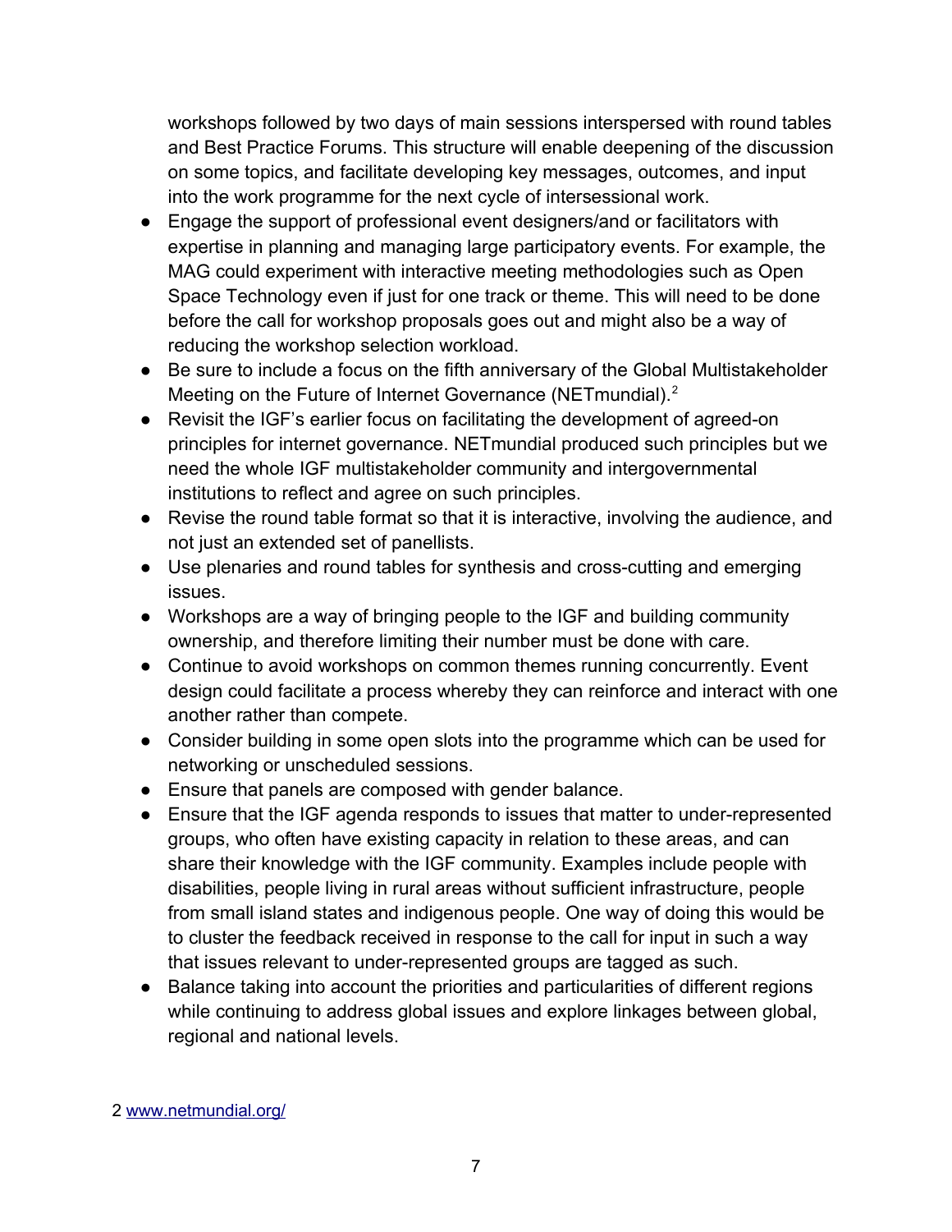workshops followed by two days of main sessions interspersed with round tables and Best Practice Forums. This structure will enable deepening of the discussion on some topics, and facilitate developing key messages, outcomes, and input into the work programme for the next cycle of intersessional work.

- Engage the support of professional event designers/and or facilitators with expertise in planning and managing large participatory events. For example, the MAG could experiment with interactive meeting methodologies such as Open Space Technology even if just for one track or theme. This will need to be done before the call for workshop proposals goes out and might also be a way of reducing the workshop selection workload.
- Be sure to include a focus on the fifth anniversary of the Global Multistakeholder Meeting on the Future of Internet Governance (NETmundial).[2]
- Revisit the IGF's earlier focus on facilitating the development of agreed-on principles for internet governance. NETmundial produced such principles but we need the whole IGF multistakeholder community and intergovernmental institutions to reflect and agree on such principles.
- Revise the round table format so that it is interactive, involving the audience, and not just an extended set of panellists.
- Use plenaries and round tables for synthesis and cross-cutting and emerging issues.
- Workshops are a way of bringing people to the IGF and building community ownership, and therefore limiting their number must be done with care.
- Continue to avoid workshops on common themes running concurrently. Event design could facilitate a process whereby they can reinforce and interact with one another rather than compete.
- Consider building in some open slots into the programme which can be used for networking or unscheduled sessions.
- Ensure that panels are composed with gender balance.
- Ensure that the IGF agenda responds to issues that matter to under-represented groups, who often have existing capacity in relation to these areas, and can share their knowledge with the IGF community. Examples include people with disabilities, people living in rural areas without sufficient infrastructure, people from small island states and indigenous people. One way of doing this would be to cluster the feedback received in response to the call for input in such a way that issues relevant to under-represented groups are tagged as such.
- Balance taking into account the priorities and particularities of different regions while continuing to address global issues and explore linkages between global, regional and national levels.

2 www.netmundial.org/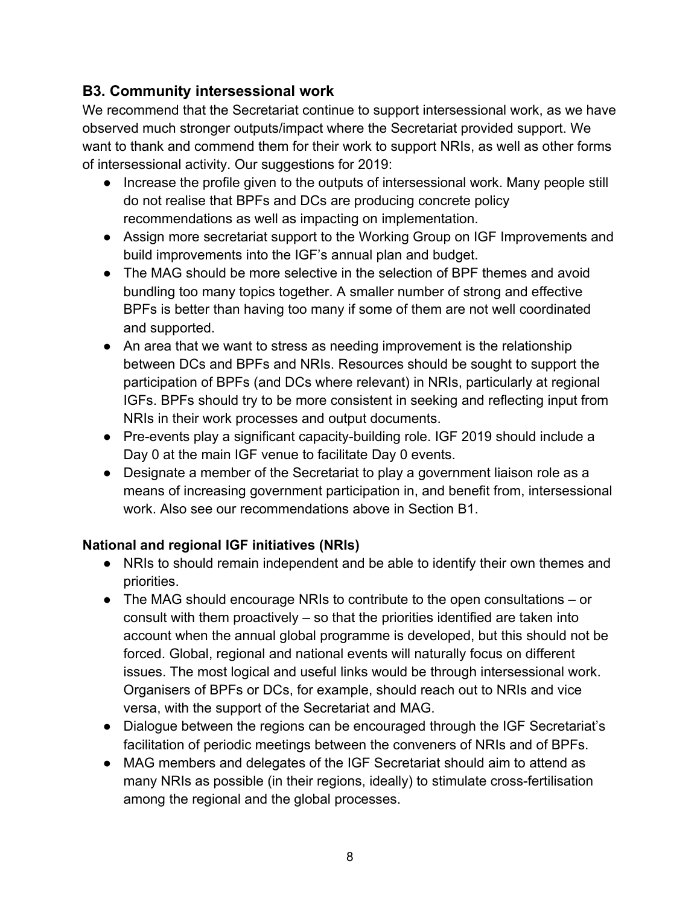## B3. Community intersessional work

We recommend that the Secretariat continue to support intersessional work, as we have observed much stronger outputs/impact where the Secretariat provided support. We want to thank and commend them for their work to support NRIs, as well as other forms of intersessional activity. Our suggestions for 2019:

- Increase the profile given to the outputs of intersessional work. Many people still do not realise that BPFs and DCs are producing concrete policy recommendations as well as impacting on implementation.
- Assign more secretariat support to the Working Group on IGF Improvements and build improvements into the IGF's annual plan and budget.
- The MAG should be more selective in the selection of BPF themes and avoid bundling too many topics together. A smaller number of strong and effective BPFs is better than having too many if some of them are not well coordinated and supported.
- An area that we want to stress as needing improvement is the relationship between DCs and BPFs and NRIs. Resources should be sought to support the participation of BPFs (and DCs where relevant) in NRIs, particularly at regional IGFs. BPFs should try to be more consistent in seeking and reflecting input from NRIs in their work processes and output documents.
- Pre-events play a significant capacity-building role. IGF 2019 should include a Day 0 at the main IGF venue to facilitate Day 0 events.
- Designate a member of the Secretariat to play a government liaison role as a means of increasing government participation in, and benefit from, intersessional work. Also see our recommendations above in Section B1.

### National and regional IGF initiatives (NRIs)

- NRIs to should remain independent and be able to identify their own themes and priorities.
- The MAG should encourage NRIs to contribute to the open consultations – or consult with them proactively – so that the priorities identified are taken into account when the annual global programme is developed, but this should not be forced. Global, regional and national events will naturally focus on different issues. The most logical and useful links would be through intersessional work. Organisers of BPFs or DCs, for example, should reach out to NRIs and vice versa, with the support of the Secretariat and MAG.
- Dialogue between the regions can be encouraged through the IGF Secretariat's facilitation of periodic meetings between the conveners of NRIs and of BPFs.
- MAG members and delegates of the IGF Secretariat should aim to attend as many NRIs as possible (in their regions, ideally) to stimulate cross-fertilisation among the regional and the global processes.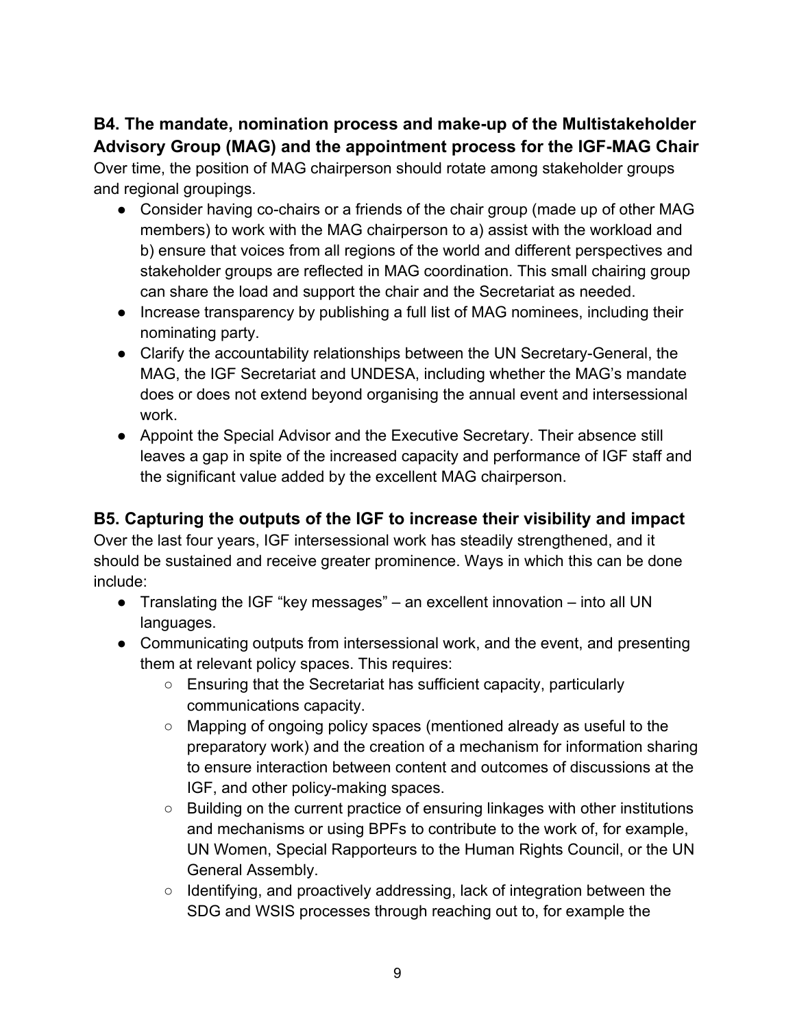### B4. The mandate, nomination process and make-up of the Multistakeholder Advisory Group (MAG) and the appointment process for the IGF-MAG Chair

Over time, the position of MAG chairperson should rotate among stakeholder groups and regional groupings.

- Consider having co-chairs or a friends of the chair group (made up of other MAG members) to work with the MAG chairperson to a) assist with the workload and b) ensure that voices from all regions of the world and different perspectives and stakeholder groups are reflected in MAG coordination. This small chairing group can share the load and support the chair and the Secretariat as needed.
- Increase transparency by publishing a full list of MAG nominees, including their nominating party.
- Clarify the accountability relationships between the UN Secretary-General, the MAG, the IGF Secretariat and UNDESA, including whether the MAG's mandate does or does not extend beyond organising the annual event and intersessional work.
- Appoint the Special Advisor and the Executive Secretary. Their absence still leaves a gap in spite of the increased capacity and performance of IGF staff and the significant value added by the excellent MAG chairperson.

### B5. Capturing the outputs of the IGF to increase their visibility and impact

Over the last four years, IGF intersessional work has steadily strengthened, and it should be sustained and receive greater prominence. Ways in which this can be done include:

- Translating the IGF "key messages" – an excellent innovation – into all UN languages.
- Communicating outputs from intersessional work, and the event, and presenting them at relevant policy spaces. This requires:
  - Ensuring that the Secretariat has sufficient capacity, particularly communications capacity.
  - Mapping of ongoing policy spaces (mentioned already as useful to the preparatory work) and the creation of a mechanism for information sharing to ensure interaction between content and outcomes of discussions at the IGF, and other policy-making spaces.
  - Building on the current practice of ensuring linkages with other institutions and mechanisms or using BPFs to contribute to the work of, for example, UN Women, Special Rapporteurs to the Human Rights Council, or the UN General Assembly.
  - Identifying, and proactively addressing, lack of integration between the SDG and WSIS processes through reaching out to, for example the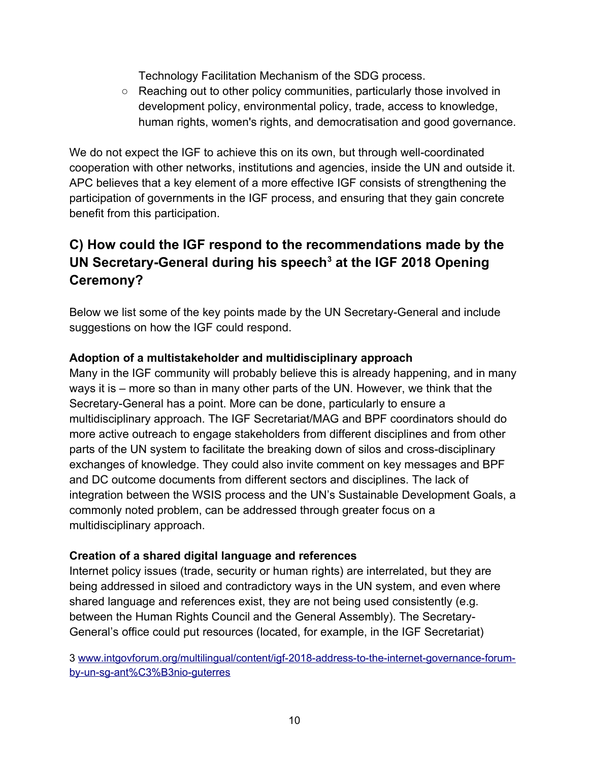Technology Facilitation Mechanism of the SDG process.

- Reaching out to other policy communities, particularly those involved in development policy, environmental policy, trade, access to knowledge, human rights, women's rights, and democratisation and good governance.

We do not expect the IGF to achieve this on its own, but through well-coordinated cooperation with other networks, institutions and agencies, inside the UN and outside it. APC believes that a key element of a more effective IGF consists of strengthening the participation of governments in the IGF process, and ensuring that they gain concrete benefit from this participation.

## C) How could the IGF respond to the recommendations made by the UN Secretary-General during his speech[3] at the IGF 2018 Opening Ceremony?

Below we list some of the key points made by the UN Secretary-General and include suggestions on how the IGF could respond.

**Adoption of a multistakeholder and multidisciplinary approach**

Many in the IGF community will probably believe this is already happening, and in many ways it is – more so than in many other parts of the UN. However, we think that the Secretary-General has a point. More can be done, particularly to ensure a multidisciplinary approach. The IGF Secretariat/MAG and BPF coordinators should do more active outreach to engage stakeholders from different disciplines and from other parts of the UN system to facilitate the breaking down of silos and cross-disciplinary exchanges of knowledge. They could also invite comment on key messages and BPF and DC outcome documents from different sectors and disciplines. The lack of integration between the WSIS process and the UN's Sustainable Development Goals, a commonly noted problem, can be addressed through greater focus on a multidisciplinary approach.

**Creation of a shared digital language and references**

Internet policy issues (trade, security or human rights) are interrelated, but they are being addressed in siloed and contradictory ways in the UN system, and even where shared language and references exist, they are not being used consistently (e.g. between the Human Rights Council and the General Assembly). The Secretary-General's office could put resources (located, for example, in the IGF Secretariat)

3 [www.intgovforum.org/multilingual/content/igf-2018-address-to-the-internet-governance-forum-by-un-sg-ant%C3%B3nio-guterres](www.intgovforum.org/multilingual/content/igf-2018-address-to-the-internet-governance-forum-by-un-sg-ant%C3%B3nio-guterres)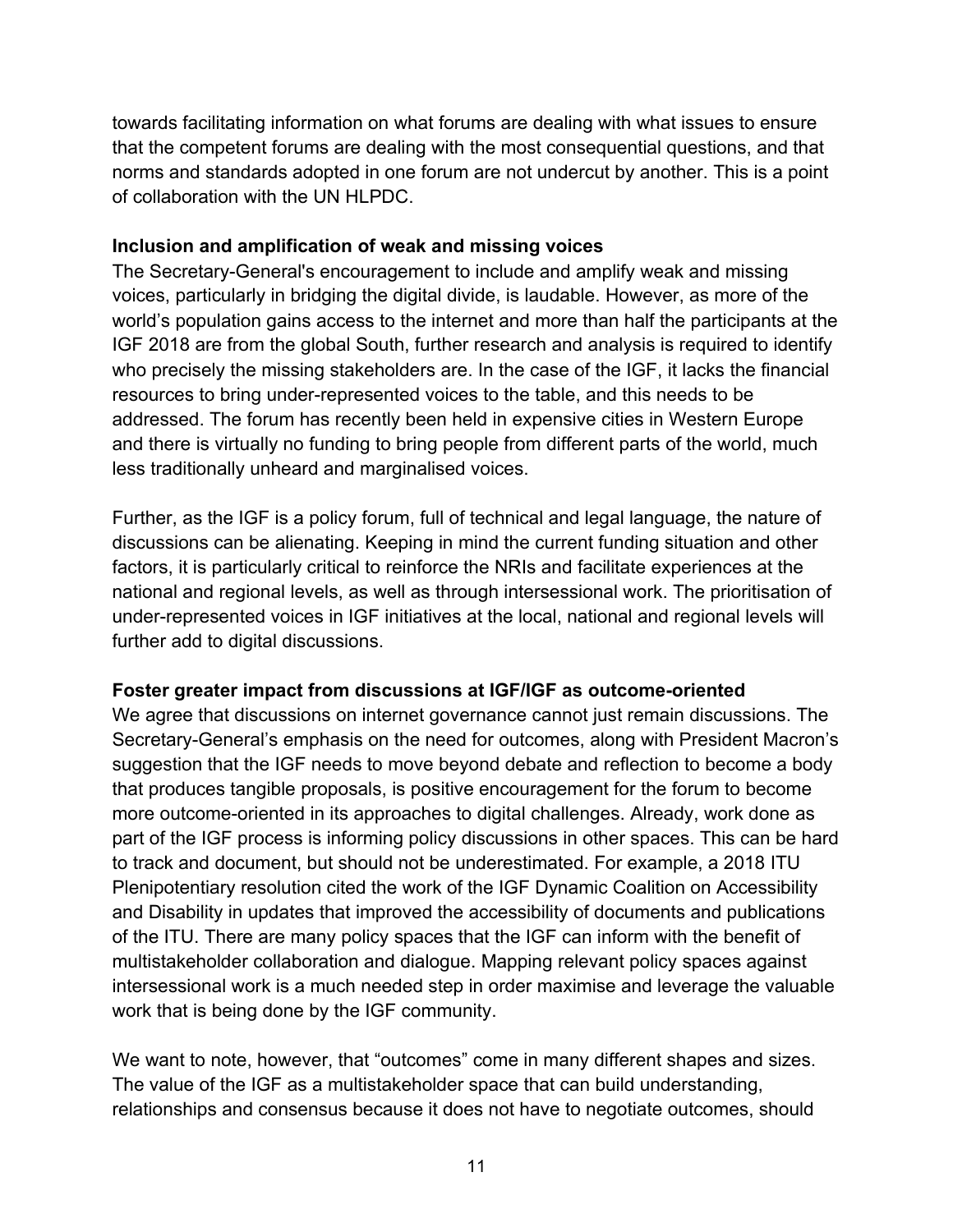towards facilitating information on what forums are dealing with what issues to ensure that the competent forums are dealing with the most consequential questions, and that norms and standards adopted in one forum are not undercut by another. This is a point of collaboration with the UN HLPDC.

**Inclusion and amplification of weak and missing voices**

The Secretary-General's encouragement to include and amplify weak and missing voices, particularly in bridging the digital divide, is laudable. However, as more of the world's population gains access to the internet and more than half the participants at the IGF 2018 are from the global South, further research and analysis is required to identify who precisely the missing stakeholders are. In the case of the IGF, it lacks the financial resources to bring under-represented voices to the table, and this needs to be addressed. The forum has recently been held in expensive cities in Western Europe and there is virtually no funding to bring people from different parts of the world, much less traditionally unheard and marginalised voices.

Further, as the IGF is a policy forum, full of technical and legal language, the nature of discussions can be alienating. Keeping in mind the current funding situation and other factors, it is particularly critical to reinforce the NRIs and facilitate experiences at the national and regional levels, as well as through intersessional work. The prioritisation of under-represented voices in IGF initiatives at the local, national and regional levels will further add to digital discussions.

**Foster greater impact from discussions at IGF/IGF as outcome-oriented**

We agree that discussions on internet governance cannot just remain discussions. The Secretary-General's emphasis on the need for outcomes, along with President Macron's suggestion that the IGF needs to move beyond debate and reflection to become a body that produces tangible proposals, is positive encouragement for the forum to become more outcome-oriented in its approaches to digital challenges. Already, work done as part of the IGF process is informing policy discussions in other spaces. This can be hard to track and document, but should not be underestimated. For example, a 2018 ITU Plenipotentiary resolution cited the work of the IGF Dynamic Coalition on Accessibility and Disability in updates that improved the accessibility of documents and publications of the ITU. There are many policy spaces that the IGF can inform with the benefit of multistakeholder collaboration and dialogue. Mapping relevant policy spaces against intersessional work is a much needed step in order maximise and leverage the valuable work that is being done by the IGF community.

We want to note, however, that "outcomes" come in many different shapes and sizes. The value of the IGF as a multistakeholder space that can build understanding, relationships and consensus because it does not have to negotiate outcomes, should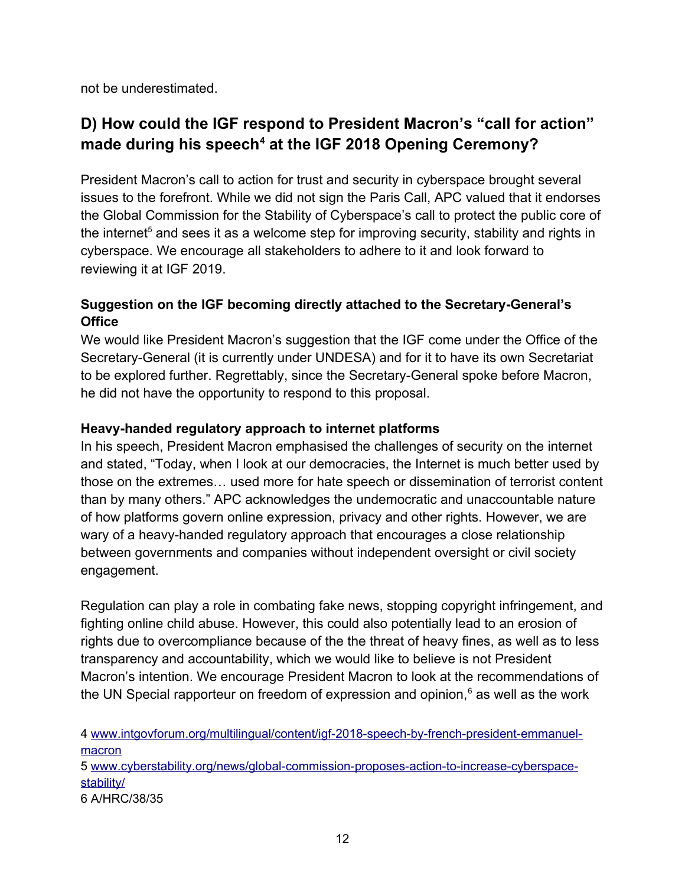not be underestimated.

## D) How could the IGF respond to President Macron's "call for action" made during his speech[4] at the IGF 2018 Opening Ceremony?

President Macron's call to action for trust and security in cyberspace brought several issues to the forefront. While we did not sign the Paris Call, APC valued that it endorses the Global Commission for the Stability of Cyberspace's call to protect the public core of the internet[5] and sees it as a welcome step for improving security, stability and rights in cyberspace. We encourage all stakeholders to adhere to it and look forward to reviewing it at IGF 2019.

### Suggestion on the IGF becoming directly attached to the Secretary-General's Office

We would like President Macron's suggestion that the IGF come under the Office of the Secretary-General (it is currently under UNDESA) and for it to have its own Secretariat to be explored further. Regrettably, since the Secretary-General spoke before Macron, he did not have the opportunity to respond to this proposal.

### Heavy-handed regulatory approach to internet platforms

In his speech, President Macron emphasised the challenges of security on the internet and stated, "Today, when I look at our democracies, the Internet is much better used by those on the extremes… used more for hate speech or dissemination of terrorist content than by many others." APC acknowledges the undemocratic and unaccountable nature of how platforms govern online expression, privacy and other rights. However, we are wary of a heavy-handed regulatory approach that encourages a close relationship between governments and companies without independent oversight or civil society engagement.

Regulation can play a role in combating fake news, stopping copyright infringement, and fighting online child abuse. However, this could also potentially lead to an erosion of rights due to overcompliance because of the the threat of heavy fines, as well as to less transparency and accountability, which we would like to believe is not President Macron's intention. We encourage President Macron to look at the recommendations of the UN Special rapporteur on freedom of expression and opinion,[6] as well as the work

4 www.intgovforum.org/multilingual/content/igf-2018-speech-by-french-president-emmanuel-macron

5 www.cyberstability.org/news/global-commission-proposes-action-to-increase-cyberspace-stability/

6 A/HRC/38/35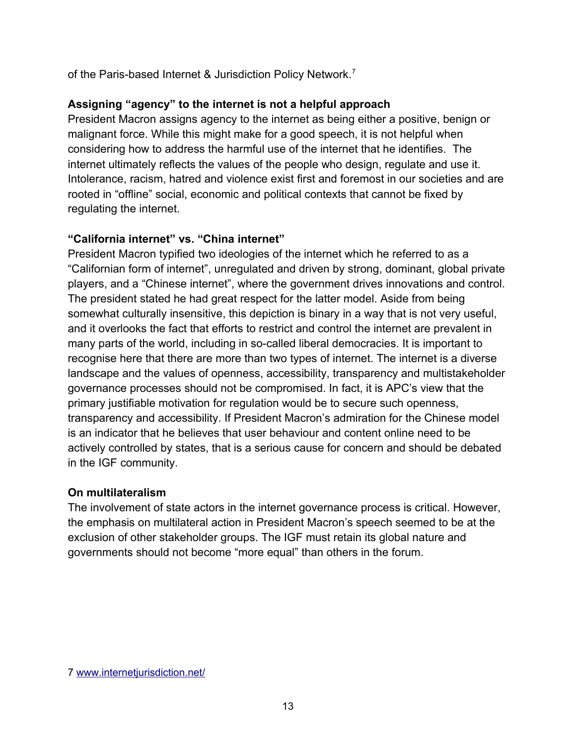of the Paris-based Internet & Jurisdiction Policy Network.[7]

**Assigning "agency" to the internet is not a helpful approach**

President Macron assigns agency to the internet as being either a positive, benign or malignant force. While this might make for a good speech, it is not helpful when considering how to address the harmful use of the internet that he identifies. The internet ultimately reflects the values of the people who design, regulate and use it. Intolerance, racism, hatred and violence exist first and foremost in our societies and are rooted in "offline" social, economic and political contexts that cannot be fixed by regulating the internet.

**"California internet" vs. "China internet"**

President Macron typified two ideologies of the internet which he referred to as a "Californian form of internet", unregulated and driven by strong, dominant, global private players, and a "Chinese internet", where the government drives innovations and control. The president stated he had great respect for the latter model. Aside from being somewhat culturally insensitive, this depiction is binary in a way that is not very useful, and it overlooks the fact that efforts to restrict and control the internet are prevalent in many parts of the world, including in so-called liberal democracies. It is important to recognise here that there are more than two types of internet. The internet is a diverse landscape and the values of openness, accessibility, transparency and multistakeholder governance processes should not be compromised. In fact, it is APC's view that the primary justifiable motivation for regulation would be to secure such openness, transparency and accessibility. If President Macron's admiration for the Chinese model is an indicator that he believes that user behaviour and content online need to be actively controlled by states, that is a serious cause for concern and should be debated in the IGF community.

**On multilateralism**

The involvement of state actors in the internet governance process is critical. However, the emphasis on multilateral action in President Macron's speech seemed to be at the exclusion of other stakeholder groups. The IGF must retain its global nature and governments should not become "more equal" than others in the forum.

7 www.internetjurisdiction.net/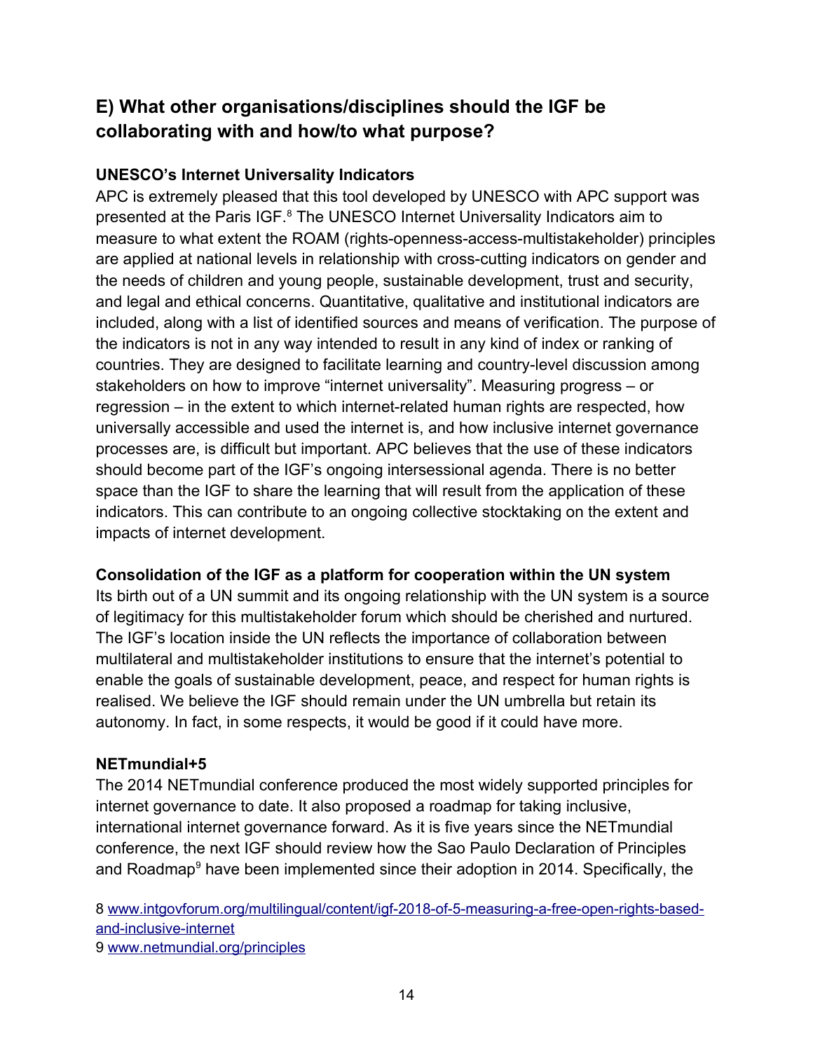## E) What other organisations/disciplines should the IGF be collaborating with and how/to what purpose?

**UNESCO's Internet Universality Indicators**

APC is extremely pleased that this tool developed by UNESCO with APC support was presented at the Paris IGF.[8] The UNESCO Internet Universality Indicators aim to measure to what extent the ROAM (rights-openness-access-multistakeholder) principles are applied at national levels in relationship with cross-cutting indicators on gender and the needs of children and young people, sustainable development, trust and security, and legal and ethical concerns. Quantitative, qualitative and institutional indicators are included, along with a list of identified sources and means of verification. The purpose of the indicators is not in any way intended to result in any kind of index or ranking of countries. They are designed to facilitate learning and country-level discussion among stakeholders on how to improve "internet universality". Measuring progress – or regression – in the extent to which internet-related human rights are respected, how universally accessible and used the internet is, and how inclusive internet governance processes are, is difficult but important. APC believes that the use of these indicators should become part of the IGF's ongoing intersessional agenda. There is no better space than the IGF to share the learning that will result from the application of these indicators. This can contribute to an ongoing collective stocktaking on the extent and impacts of internet development.

**Consolidation of the IGF as a platform for cooperation within the UN system**

Its birth out of a UN summit and its ongoing relationship with the UN system is a source of legitimacy for this multistakeholder forum which should be cherished and nurtured. The IGF's location inside the UN reflects the importance of collaboration between multilateral and multistakeholder institutions to ensure that the internet's potential to enable the goals of sustainable development, peace, and respect for human rights is realised. We believe the IGF should remain under the UN umbrella but retain its autonomy. In fact, in some respects, it would be good if it could have more.

**NETmundial+5**

The 2014 NETmundial conference produced the most widely supported principles for internet governance to date. It also proposed a roadmap for taking inclusive, international internet governance forward. As it is five years since the NETmundial conference, the next IGF should review how the Sao Paulo Declaration of Principles and Roadmap[9] have been implemented since their adoption in 2014. Specifically, the

8 www.intgovforum.org/multilingual/content/igf-2018-of-5-measuring-a-free-open-rights-based-and-inclusive-internet

9 www.netmundial.org/principles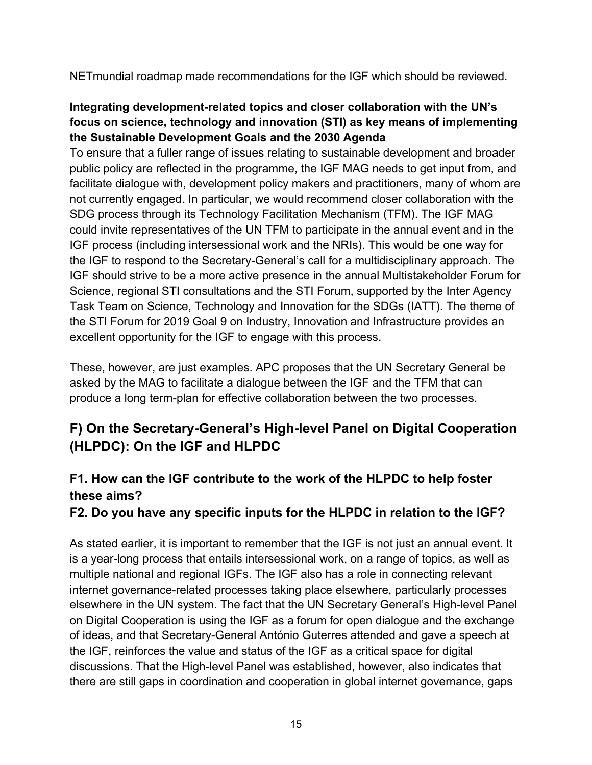NETmundial roadmap made recommendations for the IGF which should be reviewed.

**Integrating development-related topics and closer collaboration with the UN's focus on science, technology and innovation (STI) as key means of implementing the Sustainable Development Goals and the 2030 Agenda**

To ensure that a fuller range of issues relating to sustainable development and broader public policy are reflected in the programme, the IGF MAG needs to get input from, and facilitate dialogue with, development policy makers and practitioners, many of whom are not currently engaged. In particular, we would recommend closer collaboration with the SDG process through its Technology Facilitation Mechanism (TFM). The IGF MAG could invite representatives of the UN TFM to participate in the annual event and in the IGF process (including intersessional work and the NRIs). This would be one way for the IGF to respond to the Secretary-General's call for a multidisciplinary approach. The IGF should strive to be a more active presence in the annual Multistakeholder Forum for Science, regional STI consultations and the STI Forum, supported by the Inter Agency Task Team on Science, Technology and Innovation for the SDGs (IATT). The theme of the STI Forum for 2019 Goal 9 on Industry, Innovation and Infrastructure provides an excellent opportunity for the IGF to engage with this process.

These, however, are just examples. APC proposes that the UN Secretary General be asked by the MAG to facilitate a dialogue between the IGF and the TFM that can produce a long term-plan for effective collaboration between the two processes.

## F) On the Secretary-General's High-level Panel on Digital Cooperation (HLPDC): On the IGF and HLPDC

### F1. How can the IGF contribute to the work of the HLPDC to help foster these aims?

### F2. Do you have any specific inputs for the HLPDC in relation to the IGF?

As stated earlier, it is important to remember that the IGF is not just an annual event. It is a year-long process that entails intersessional work, on a range of topics, as well as multiple national and regional IGFs. The IGF also has a role in connecting relevant internet governance-related processes taking place elsewhere, particularly processes elsewhere in the UN system. The fact that the UN Secretary General's High-level Panel on Digital Cooperation is using the IGF as a forum for open dialogue and the exchange of ideas, and that Secretary-General António Guterres attended and gave a speech at the IGF, reinforces the value and status of the IGF as a critical space for digital discussions. That the High-level Panel was established, however, also indicates that there are still gaps in coordination and cooperation in global internet governance, gaps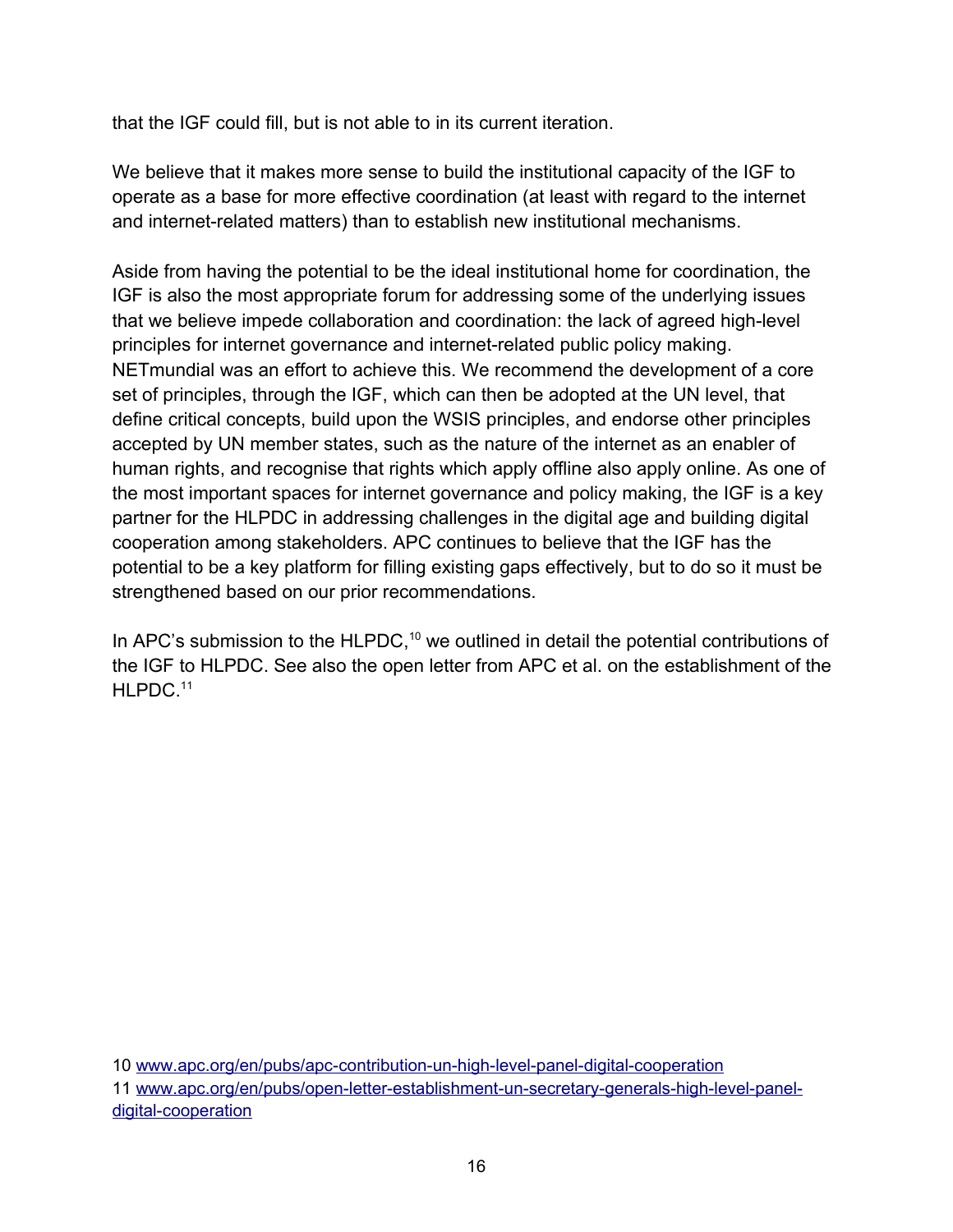that the IGF could fill, but is not able to in its current iteration.

We believe that it makes more sense to build the institutional capacity of the IGF to operate as a base for more effective coordination (at least with regard to the internet and internet-related matters) than to establish new institutional mechanisms.

Aside from having the potential to be the ideal institutional home for coordination, the IGF is also the most appropriate forum for addressing some of the underlying issues that we believe impede collaboration and coordination: the lack of agreed high-level principles for internet governance and internet-related public policy making. NETmundial was an effort to achieve this. We recommend the development of a core set of principles, through the IGF, which can then be adopted at the UN level, that define critical concepts, build upon the WSIS principles, and endorse other principles accepted by UN member states, such as the nature of the internet as an enabler of human rights, and recognise that rights which apply offline also apply online. As one of the most important spaces for internet governance and policy making, the IGF is a key partner for the HLPDC in addressing challenges in the digital age and building digital cooperation among stakeholders. APC continues to believe that the IGF has the potential to be a key platform for filling existing gaps effectively, but to do so it must be strengthened based on our prior recommendations.

In APC's submission to the HLPDC,[10] we outlined in detail the potential contributions of the IGF to HLPDC. See also the open letter from APC et al. on the establishment of the HLPDC.[11]

10 www.apc.org/en/pubs/apc-contribution-un-high-level-panel-digital-cooperation

11 www.apc.org/en/pubs/open-letter-establishment-un-secretary-generals-high-level-panel-digital-cooperation